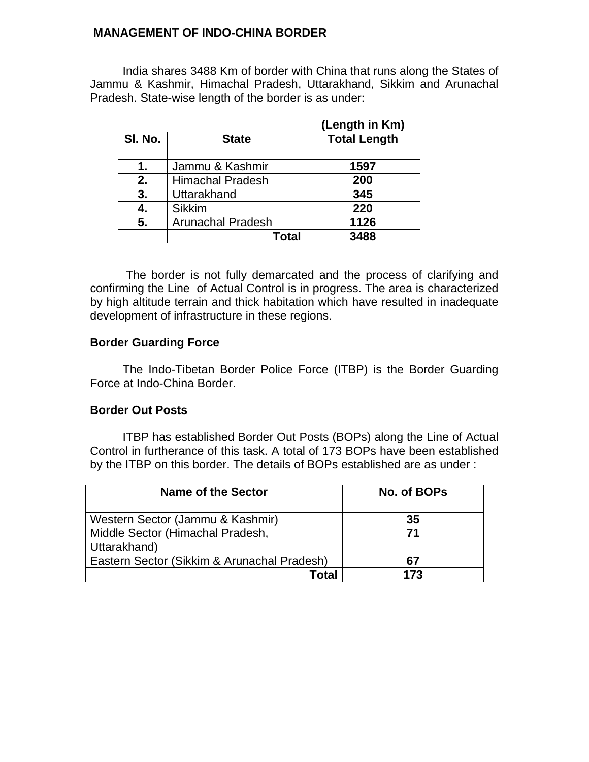# MANAGEMENT OF INDO-CHINA BORDER

India shares 3488 Km of border with China that runs along the States of Jammu & Kashmir, Himachal Pradesh, Uttarakhand, Sikkim and Arunachal Pradesh. State-wise length of the border is as under:

**(Length in Km)**

| Sl. No. | State | Total Length |
|---|---|---|
| **1.** | Jammu & Kashmir | **1597** |
| **2.** | Himachal Pradesh | **200** |
| **3.** | Uttarakhand | **345** |
| **4.** | Sikkim | **220** |
| **5.** | Arunachal Pradesh | **1126** |
| | **Total** | **3488** |

The border is not fully demarcated and the process of clarifying and confirming the Line of Actual Control is in progress. The area is characterized by high altitude terrain and thick habitation which have resulted in inadequate development of infrastructure in these regions.

## Border Guarding Force

The Indo-Tibetan Border Police Force (ITBP) is the Border Guarding Force at Indo-China Border.

## Border Out Posts

ITBP has established Border Out Posts (BOPs) along the Line of Actual Control in furtherance of this task. A total of 173 BOPs have been established by the ITBP on this border. The details of BOPs established are as under :

| Name of the Sector | No. of BOPs |
|---|---|
| Western Sector (Jammu & Kashmir) | **35** |
| Middle Sector (Himachal Pradesh, Uttarakhand) | **71** |
| Eastern Sector (Sikkim & Arunachal Pradesh) | **67** |
| **Total** | **173** |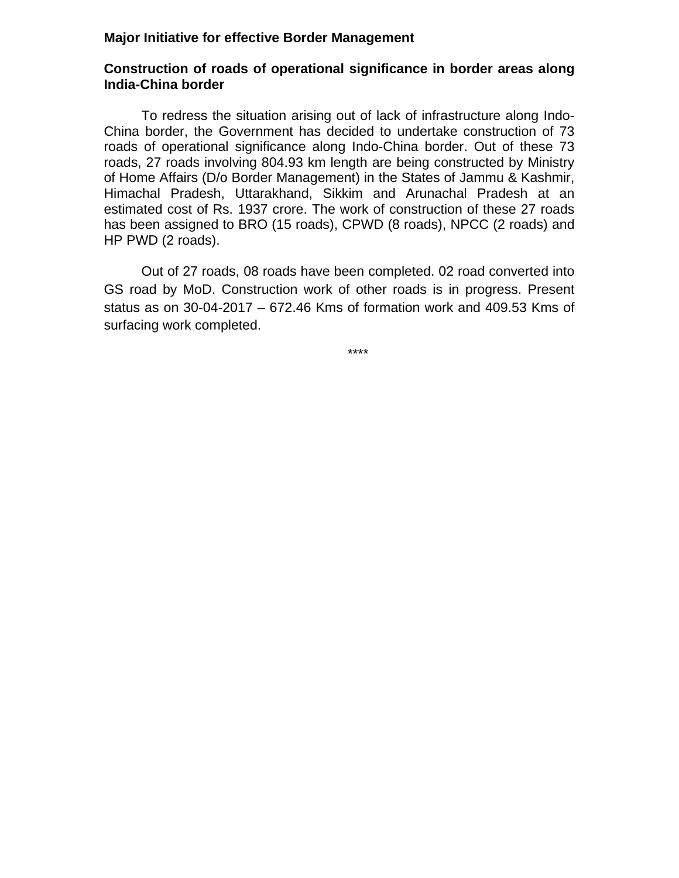**Major Initiative for effective Border Management**

**Construction of roads of operational significance in border areas along India-China border**

To redress the situation arising out of lack of infrastructure along Indo-China border, the Government has decided to undertake construction of 73 roads of operational significance along Indo-China border. Out of these 73 roads, 27 roads involving 804.93 km length are being constructed by Ministry of Home Affairs (D/o Border Management) in the States of Jammu & Kashmir, Himachal Pradesh, Uttarakhand, Sikkim and Arunachal Pradesh at an estimated cost of Rs. 1937 crore. The work of construction of these 27 roads has been assigned to BRO (15 roads), CPWD (8 roads), NPCC (2 roads) and HP PWD (2 roads).

Out of 27 roads, 08 roads have been completed. 02 road converted into GS road by MoD. Construction work of other roads is in progress. Present status as on 30-04-2017 – 672.46 Kms of formation work and 409.53 Kms of surfacing work completed.

****